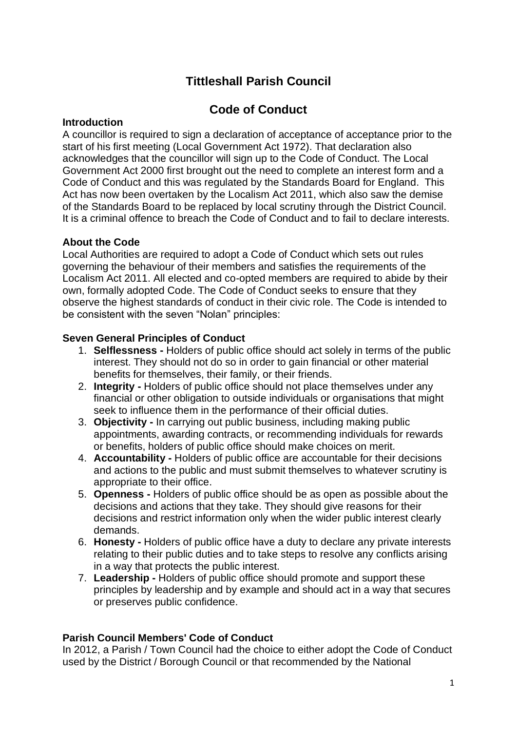# Tittleshall Parish Council

## Code of Conduct

### Introduction

A councillor is required to sign a declaration of acceptance of acceptance prior to the start of his first meeting (Local Government Act 1972). That declaration also acknowledges that the councillor will sign up to the Code of Conduct. The Local Government Act 2000 first brought out the need to complete an interest form and a Code of Conduct and this was regulated by the Standards Board for England. This Act has now been overtaken by the Localism Act 2011, which also saw the demise of the Standards Board to be replaced by local scrutiny through the District Council. It is a criminal offence to breach the Code of Conduct and to fail to declare interests.

### About the Code

Local Authorities are required to adopt a Code of Conduct which sets out rules governing the behaviour of their members and satisfies the requirements of the Localism Act 2011. All elected and co-opted members are required to abide by their own, formally adopted Code. The Code of Conduct seeks to ensure that they observe the highest standards of conduct in their civic role. The Code is intended to be consistent with the seven "Nolan" principles:

### Seven General Principles of Conduct

1. **Selflessness -** Holders of public office should act solely in terms of the public interest. They should not do so in order to gain financial or other material benefits for themselves, their family, or their friends.
2. **Integrity -** Holders of public office should not place themselves under any financial or other obligation to outside individuals or organisations that might seek to influence them in the performance of their official duties.
3. **Objectivity -** In carrying out public business, including making public appointments, awarding contracts, or recommending individuals for rewards or benefits, holders of public office should make choices on merit.
4. **Accountability -** Holders of public office are accountable for their decisions and actions to the public and must submit themselves to whatever scrutiny is appropriate to their office.
5. **Openness -** Holders of public office should be as open as possible about the decisions and actions that they take. They should give reasons for their decisions and restrict information only when the wider public interest clearly demands.
6. **Honesty -** Holders of public office have a duty to declare any private interests relating to their public duties and to take steps to resolve any conflicts arising in a way that protects the public interest.
7. **Leadership -** Holders of public office should promote and support these principles by leadership and by example and should act in a way that secures or preserves public confidence.

### Parish Council Members' Code of Conduct

In 2012, a Parish / Town Council had the choice to either adopt the Code of Conduct used by the District / Borough Council or that recommended by the National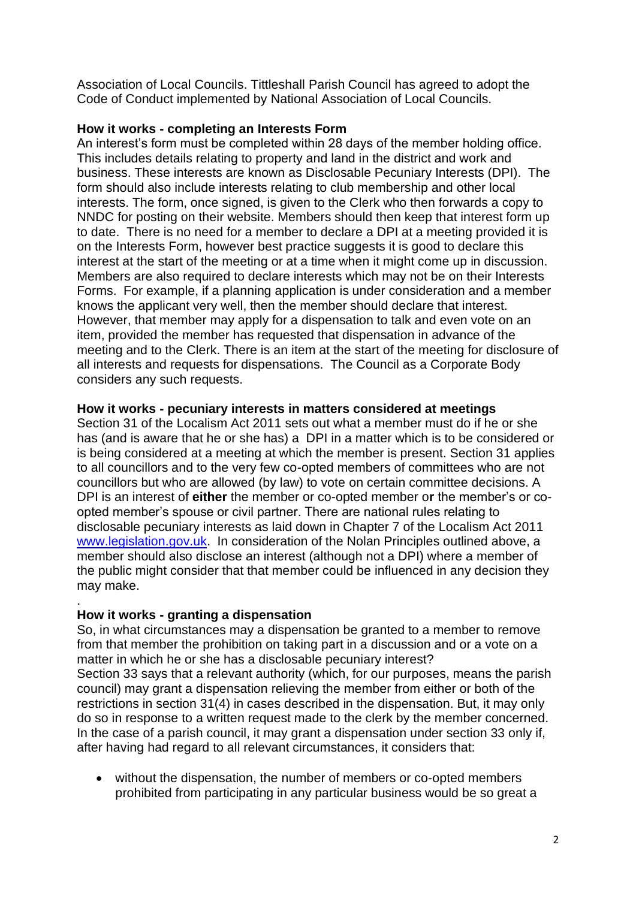Association of Local Councils. Tittleshall Parish Council has agreed to adopt the Code of Conduct implemented by National Association of Local Councils.

**How it works - completing an Interests Form**

An interest's form must be completed within 28 days of the member holding office. This includes details relating to property and land in the district and work and business. These interests are known as Disclosable Pecuniary Interests (DPI). The form should also include interests relating to club membership and other local interests. The form, once signed, is given to the Clerk who then forwards a copy to NNDC for posting on their website. Members should then keep that interest form up to date. There is no need for a member to declare a DPI at a meeting provided it is on the Interests Form, however best practice suggests it is good to declare this interest at the start of the meeting or at a time when it might come up in discussion. Members are also required to declare interests which may not be on their Interests Forms. For example, if a planning application is under consideration and a member knows the applicant very well, then the member should declare that interest. However, that member may apply for a dispensation to talk and even vote on an item, provided the member has requested that dispensation in advance of the meeting and to the Clerk. There is an item at the start of the meeting for disclosure of all interests and requests for dispensations. The Council as a Corporate Body considers any such requests.

**How it works - pecuniary interests in matters considered at meetings**

Section 31 of the Localism Act 2011 sets out what a member must do if he or she has (and is aware that he or she has) a DPI in a matter which is to be considered or is being considered at a meeting at which the member is present. Section 31 applies to all councillors and to the very few co-opted members of committees who are not councillors but who are allowed (by law) to vote on certain committee decisions. A DPI is an interest of **either** the member or co-opted member o**r** the member's or co-opted member's spouse or civil partner. There are national rules relating to disclosable pecuniary interests as laid down in Chapter 7 of the Localism Act 2011 [www.legislation.gov.uk](www.legislation.gov.uk). In consideration of the Nolan Principles outlined above, a member should also disclose an interest (although not a DPI) where a member of the public might consider that that member could be influenced in any decision they may make.

.

**How it works - granting a dispensation**

So, in what circumstances may a dispensation be granted to a member to remove from that member the prohibition on taking part in a discussion and or a vote on a matter in which he or she has a disclosable pecuniary interest?

Section 33 says that a relevant authority (which, for our purposes, means the parish council) may grant a dispensation relieving the member from either or both of the restrictions in section 31(4) in cases described in the dispensation. But, it may only do so in response to a written request made to the clerk by the member concerned. In the case of a parish council, it may grant a dispensation under section 33 only if, after having had regard to all relevant circumstances, it considers that:

- without the dispensation, the number of members or co-opted members prohibited from participating in any particular business would be so great a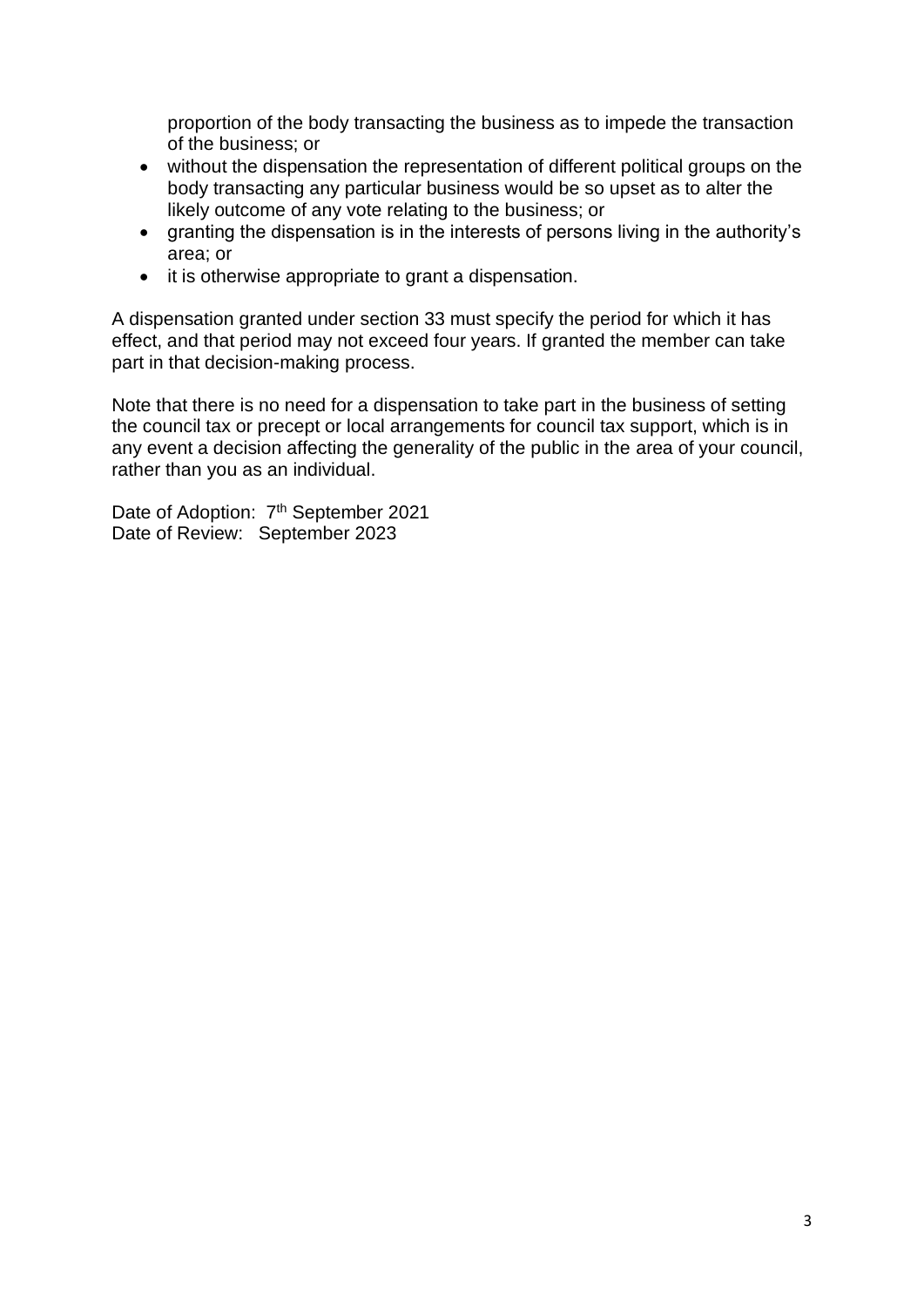proportion of the body transacting the business as to impede the transaction of the business; or

- without the dispensation the representation of different political groups on the body transacting any particular business would be so upset as to alter the likely outcome of any vote relating to the business; or
- granting the dispensation is in the interests of persons living in the authority's area; or
- it is otherwise appropriate to grant a dispensation.

A dispensation granted under section 33 must specify the period for which it has effect, and that period may not exceed four years. If granted the member can take part in that decision-making process.

Note that there is no need for a dispensation to take part in the business of setting the council tax or precept or local arrangements for council tax support, which is in any event a decision affecting the generality of the public in the area of your council, rather than you as an individual.

Date of Adoption: 7th September 2021
Date of Review: September 2023